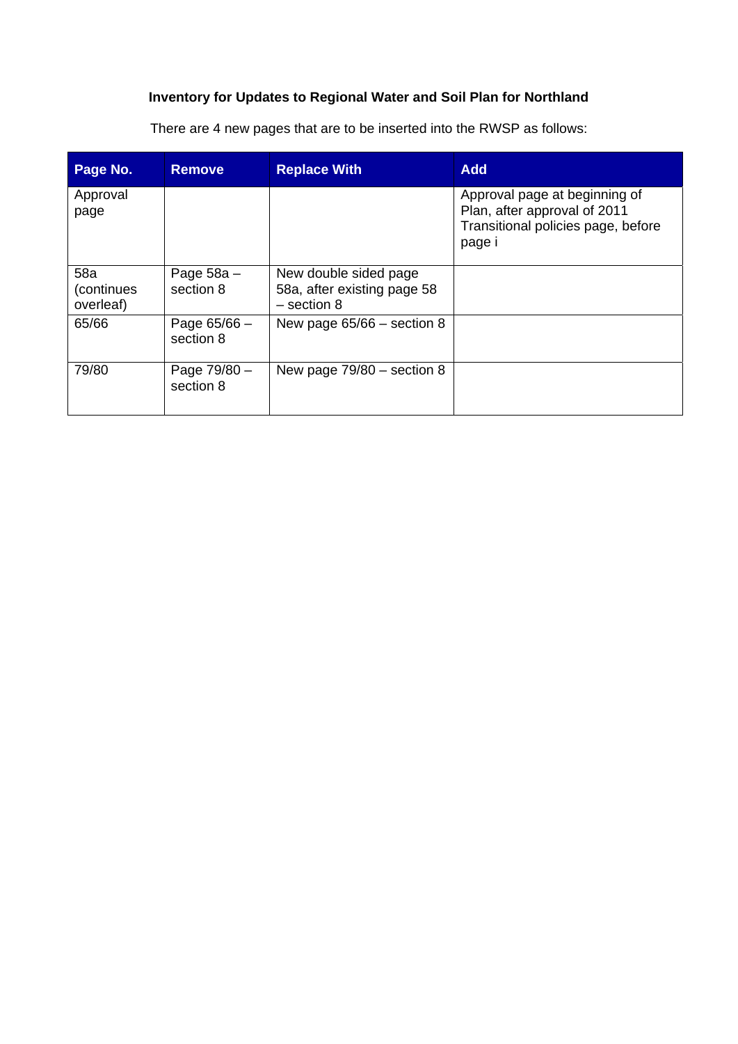**Inventory for Updates to Regional Water and Soil Plan for Northland**

There are 4 new pages that are to be inserted into the RWSP as follows:

| Page No. | Remove | Replace With | Add |
|---|---|---|---|
| Approval page | | | Approval page at beginning of Plan, after approval of 2011 Transitional policies page, before page i |
| 58a (continues overleaf) | Page 58a – section 8 | New double sided page 58a, after existing page 58 – section 8 | |
| 65/66 | Page 65/66 – section 8 | New page 65/66 – section 8 | |
| 79/80 | Page 79/80 – section 8 | New page 79/80 – section 8 | |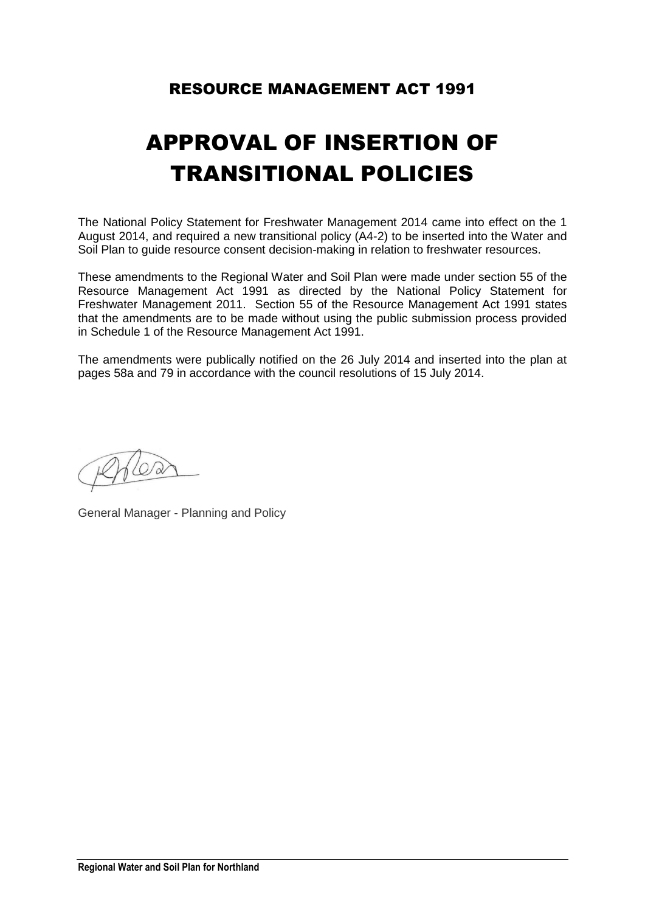# RESOURCE MANAGEMENT ACT 1991

# APPROVAL OF INSERTION OF TRANSITIONAL POLICIES

The National Policy Statement for Freshwater Management 2014 came into effect on the 1 August 2014, and required a new transitional policy (A4-2) to be inserted into the Water and Soil Plan to guide resource consent decision-making in relation to freshwater resources.

These amendments to the Regional Water and Soil Plan were made under section 55 of the Resource Management Act 1991 as directed by the National Policy Statement for Freshwater Management 2011. Section 55 of the Resource Management Act 1991 states that the amendments are to be made without using the public submission process provided in Schedule 1 of the Resource Management Act 1991.

The amendments were publically notified on the 26 July 2014 and inserted into the plan at pages 58a and 79 in accordance with the council resolutions of 15 July 2014.

General Manager - Planning and Policy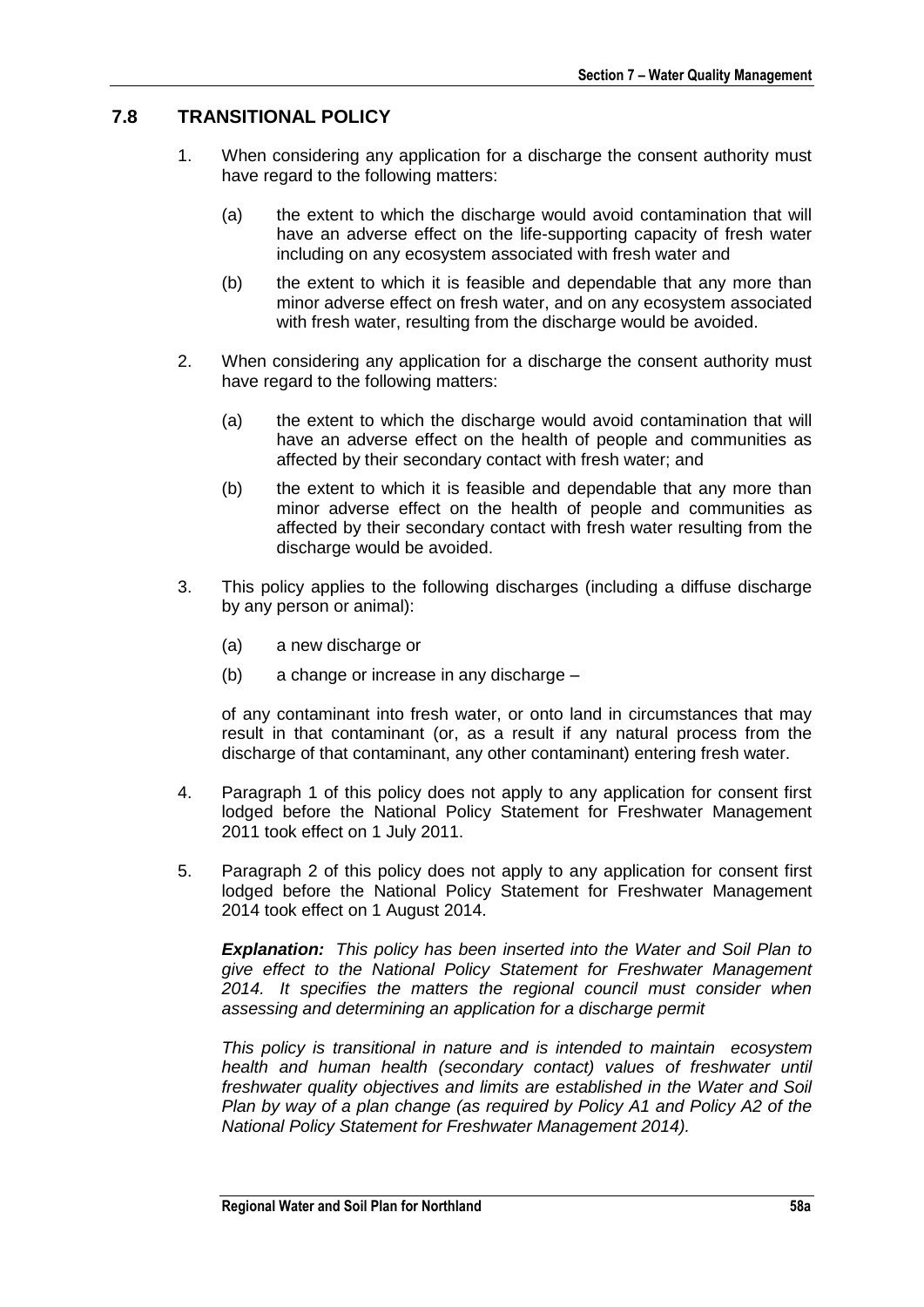## 7.8 TRANSITIONAL POLICY

1. When considering any application for a discharge the consent authority must have regard to the following matters:

    (a) the extent to which the discharge would avoid contamination that will have an adverse effect on the life-supporting capacity of fresh water including on any ecosystem associated with fresh water and

    (b) the extent to which it is feasible and dependable that any more than minor adverse effect on fresh water, and on any ecosystem associated with fresh water, resulting from the discharge would be avoided.

2. When considering any application for a discharge the consent authority must have regard to the following matters:

    (a) the extent to which the discharge would avoid contamination that will have an adverse effect on the health of people and communities as affected by their secondary contact with fresh water; and

    (b) the extent to which it is feasible and dependable that any more than minor adverse effect on the health of people and communities as affected by their secondary contact with fresh water resulting from the discharge would be avoided.

3. This policy applies to the following discharges (including a diffuse discharge by any person or animal):

    (a) a new discharge or

    (b) a change or increase in any discharge –

    of any contaminant into fresh water, or onto land in circumstances that may result in that contaminant (or, as a result if any natural process from the discharge of that contaminant, any other contaminant) entering fresh water.

4. Paragraph 1 of this policy does not apply to any application for consent first lodged before the National Policy Statement for Freshwater Management 2011 took effect on 1 July 2011.

5. Paragraph 2 of this policy does not apply to any application for consent first lodged before the National Policy Statement for Freshwater Management 2014 took effect on 1 August 2014.

    ***Explanation:*** *This policy has been inserted into the Water and Soil Plan to give effect to the National Policy Statement for Freshwater Management 2014. It specifies the matters the regional council must consider when assessing and determining an application for a discharge permit*

    *This policy is transitional in nature and is intended to maintain ecosystem health and human health (secondary contact) values of freshwater until freshwater quality objectives and limits are established in the Water and Soil Plan by way of a plan change (as required by Policy A1 and Policy A2 of the National Policy Statement for Freshwater Management 2014).*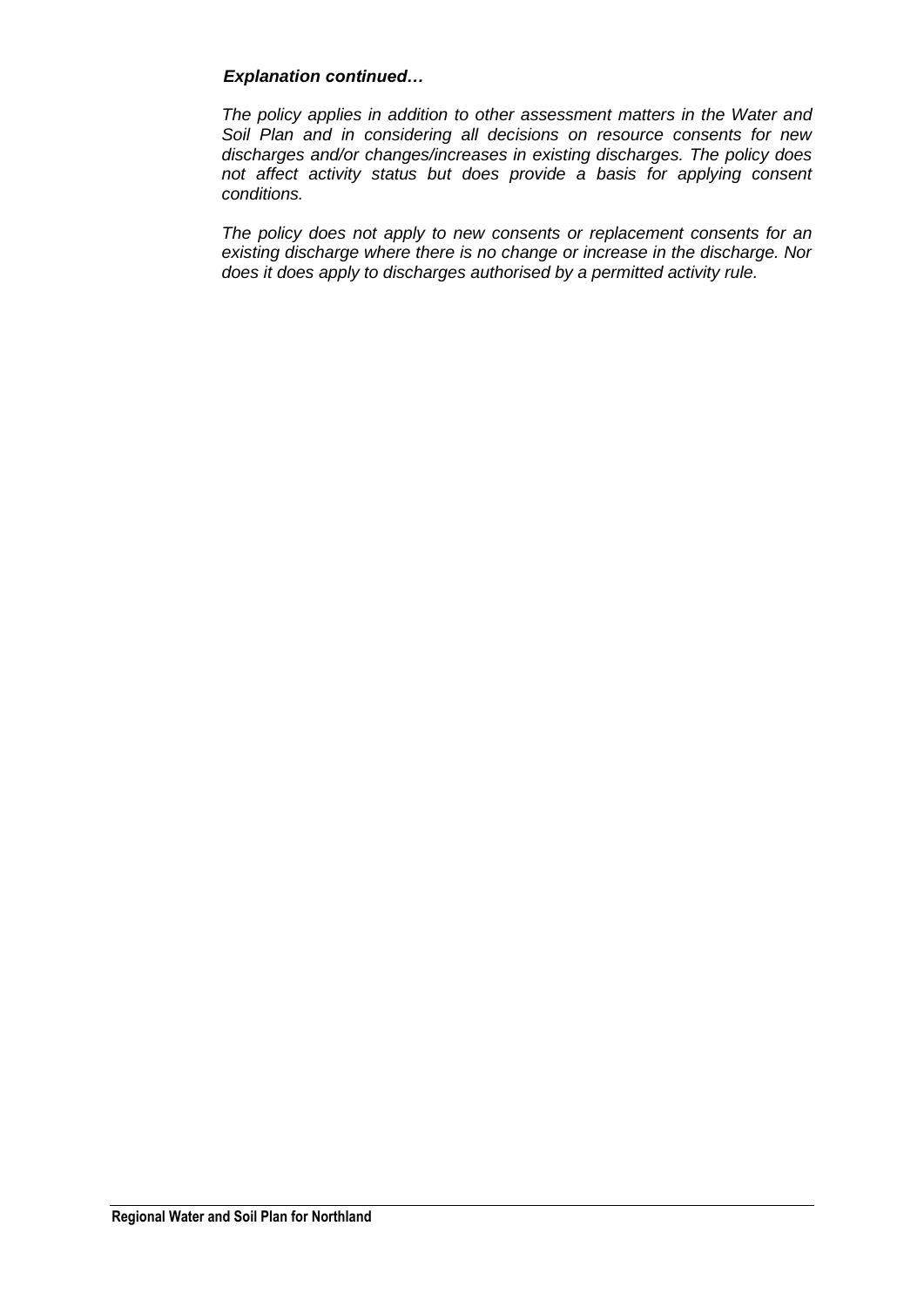***Explanation continued…***

*The policy applies in addition to other assessment matters in the Water and Soil Plan and in considering all decisions on resource consents for new discharges and/or changes/increases in existing discharges. The policy does not affect activity status but does provide a basis for applying consent conditions.*

*The policy does not apply to new consents or replacement consents for an existing discharge where there is no change or increase in the discharge. Nor does it does apply to discharges authorised by a permitted activity rule.*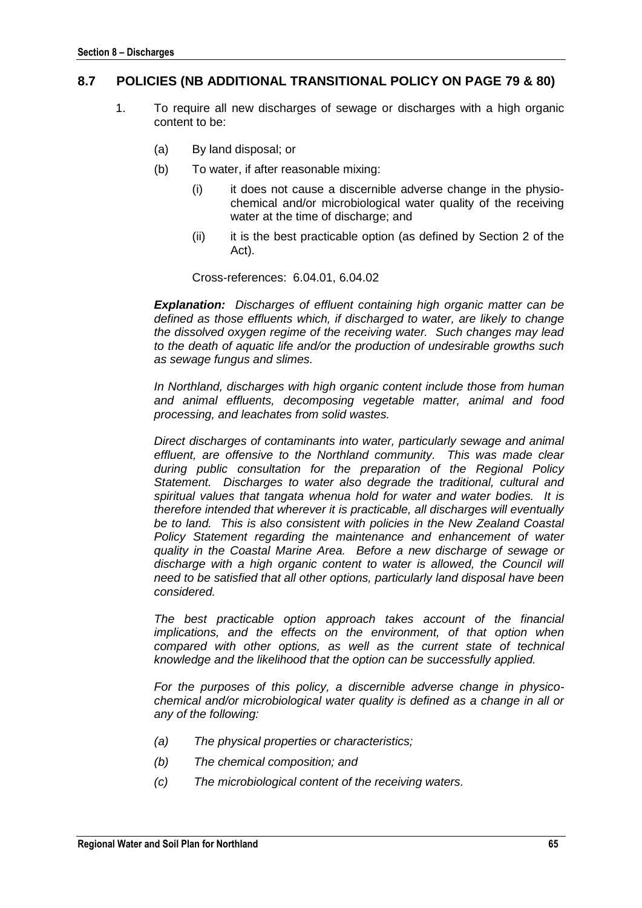## 8.7 POLICIES (NB ADDITIONAL TRANSITIONAL POLICY ON PAGE 79 & 80)

1. To require all new discharges of sewage or discharges with a high organic content to be:

   (a) By land disposal; or

   (b) To water, if after reasonable mixing:

      (i) it does not cause a discernible adverse change in the physio-chemical and/or microbiological water quality of the receiving water at the time of discharge; and

      (ii) it is the best practicable option (as defined by Section 2 of the Act).

   Cross-references: 6.04.01, 6.04.02

   ***Explanation:*** *Discharges of effluent containing high organic matter can be defined as those effluents which, if discharged to water, are likely to change the dissolved oxygen regime of the receiving water. Such changes may lead to the death of aquatic life and/or the production of undesirable growths such as sewage fungus and slimes.*

   *In Northland, discharges with high organic content include those from human and animal effluents, decomposing vegetable matter, animal and food processing, and leachates from solid wastes.*

   *Direct discharges of contaminants into water, particularly sewage and animal effluent, are offensive to the Northland community. This was made clear during public consultation for the preparation of the Regional Policy Statement. Discharges to water also degrade the traditional, cultural and spiritual values that tangata whenua hold for water and water bodies. It is therefore intended that wherever it is practicable, all discharges will eventually be to land. This is also consistent with policies in the New Zealand Coastal Policy Statement regarding the maintenance and enhancement of water quality in the Coastal Marine Area. Before a new discharge of sewage or discharge with a high organic content to water is allowed, the Council will need to be satisfied that all other options, particularly land disposal have been considered.*

   *The best practicable option approach takes account of the financial implications, and the effects on the environment, of that option when compared with other options, as well as the current state of technical knowledge and the likelihood that the option can be successfully applied.*

   *For the purposes of this policy, a discernible adverse change in physico-chemical and/or microbiological water quality is defined as a change in all or any of the following:*

   *(a) The physical properties or characteristics;*

   *(b) The chemical composition; and*

   *(c) The microbiological content of the receiving waters.*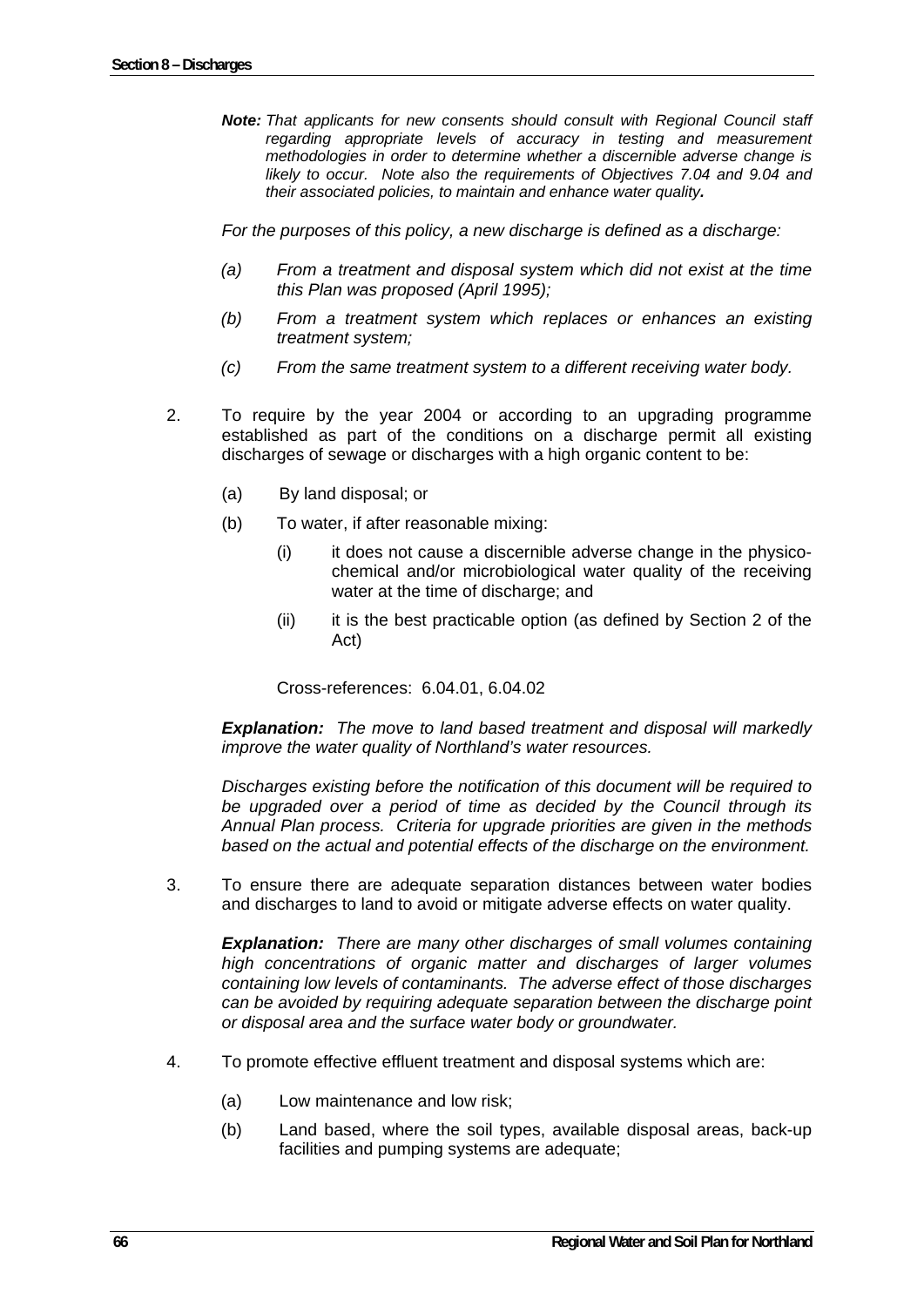***Note:** That applicants for new consents should consult with Regional Council staff regarding appropriate levels of accuracy in testing and measurement methodologies in order to determine whether a discernible adverse change is likely to occur. Note also the requirements of Objectives 7.04 and 9.04 and their associated policies, to maintain and enhance water quality.*

*For the purposes of this policy, a new discharge is defined as a discharge:*

*(a) From a treatment and disposal system which did not exist at the time this Plan was proposed (April 1995);*

*(b) From a treatment system which replaces or enhances an existing treatment system;*

*(c) From the same treatment system to a different receiving water body.*

2. To require by the year 2004 or according to an upgrading programme established as part of the conditions on a discharge permit all existing discharges of sewage or discharges with a high organic content to be:

   (a) By land disposal; or

   (b) To water, if after reasonable mixing:

      (i) it does not cause a discernible adverse change in the physico-chemical and/or microbiological water quality of the receiving water at the time of discharge; and

      (ii) it is the best practicable option (as defined by Section 2 of the Act)

   Cross-references: 6.04.01, 6.04.02

   ***Explanation:** The move to land based treatment and disposal will markedly improve the water quality of Northland's water resources.*

   *Discharges existing before the notification of this document will be required to be upgraded over a period of time as decided by the Council through its Annual Plan process. Criteria for upgrade priorities are given in the methods based on the actual and potential effects of the discharge on the environment.*

3. To ensure there are adequate separation distances between water bodies and discharges to land to avoid or mitigate adverse effects on water quality.

   ***Explanation:** There are many other discharges of small volumes containing high concentrations of organic matter and discharges of larger volumes containing low levels of contaminants. The adverse effect of those discharges can be avoided by requiring adequate separation between the discharge point or disposal area and the surface water body or groundwater.*

4. To promote effective effluent treatment and disposal systems which are:

   (a) Low maintenance and low risk;

   (b) Land based, where the soil types, available disposal areas, back-up facilities and pumping systems are adequate;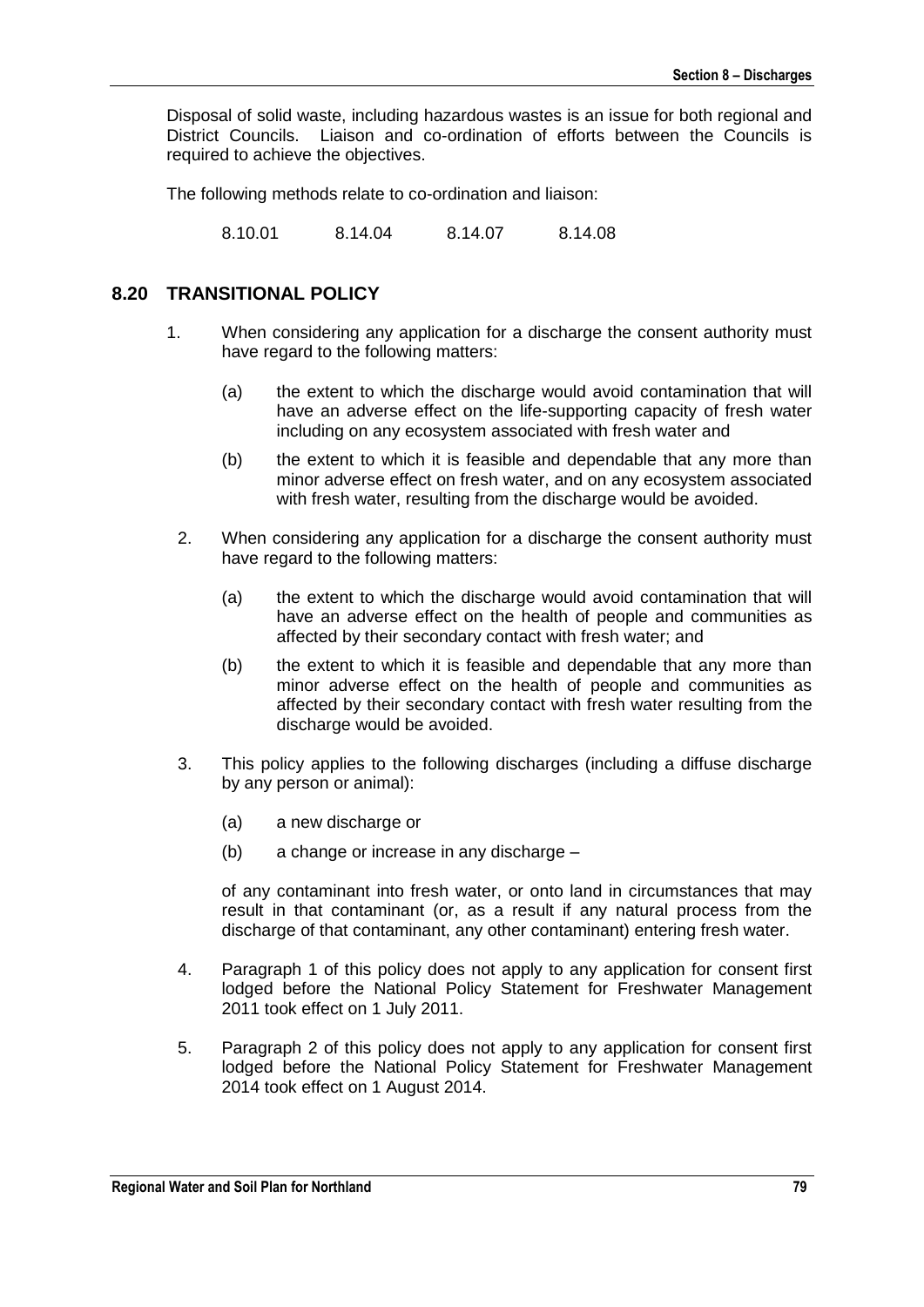Disposal of solid waste, including hazardous wastes is an issue for both regional and District Councils. Liaison and co-ordination of efforts between the Councils is required to achieve the objectives.

The following methods relate to co-ordination and liaison:

8.10.01 8.14.04 8.14.07 8.14.08

## 8.20 TRANSITIONAL POLICY

1. When considering any application for a discharge the consent authority must have regard to the following matters:

   (a) the extent to which the discharge would avoid contamination that will have an adverse effect on the life-supporting capacity of fresh water including on any ecosystem associated with fresh water and

   (b) the extent to which it is feasible and dependable that any more than minor adverse effect on fresh water, and on any ecosystem associated with fresh water, resulting from the discharge would be avoided.

2. When considering any application for a discharge the consent authority must have regard to the following matters:

   (a) the extent to which the discharge would avoid contamination that will have an adverse effect on the health of people and communities as affected by their secondary contact with fresh water; and

   (b) the extent to which it is feasible and dependable that any more than minor adverse effect on the health of people and communities as affected by their secondary contact with fresh water resulting from the discharge would be avoided.

3. This policy applies to the following discharges (including a diffuse discharge by any person or animal):

   (a) a new discharge or

   (b) a change or increase in any discharge –

   of any contaminant into fresh water, or onto land in circumstances that may result in that contaminant (or, as a result if any natural process from the discharge of that contaminant, any other contaminant) entering fresh water.

4. Paragraph 1 of this policy does not apply to any application for consent first lodged before the National Policy Statement for Freshwater Management 2011 took effect on 1 July 2011.

5. Paragraph 2 of this policy does not apply to any application for consent first lodged before the National Policy Statement for Freshwater Management 2014 took effect on 1 August 2014.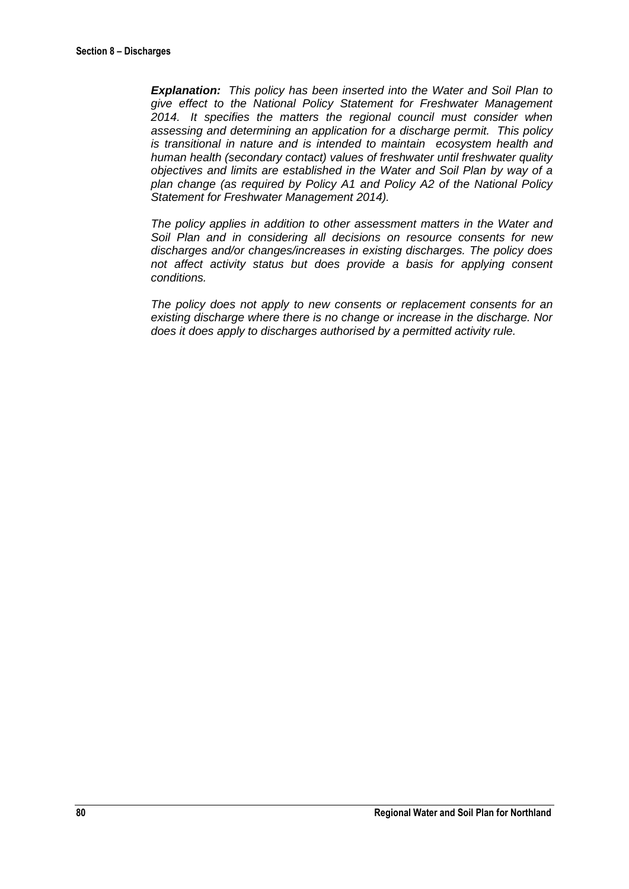***Explanation:*** *This policy has been inserted into the Water and Soil Plan to give effect to the National Policy Statement for Freshwater Management 2014. It specifies the matters the regional council must consider when assessing and determining an application for a discharge permit. This policy is transitional in nature and is intended to maintain ecosystem health and human health (secondary contact) values of freshwater until freshwater quality objectives and limits are established in the Water and Soil Plan by way of a plan change (as required by Policy A1 and Policy A2 of the National Policy Statement for Freshwater Management 2014).*

*The policy applies in addition to other assessment matters in the Water and Soil Plan and in considering all decisions on resource consents for new discharges and/or changes/increases in existing discharges. The policy does not affect activity status but does provide a basis for applying consent conditions.*

*The policy does not apply to new consents or replacement consents for an existing discharge where there is no change or increase in the discharge. Nor does it does apply to discharges authorised by a permitted activity rule.*